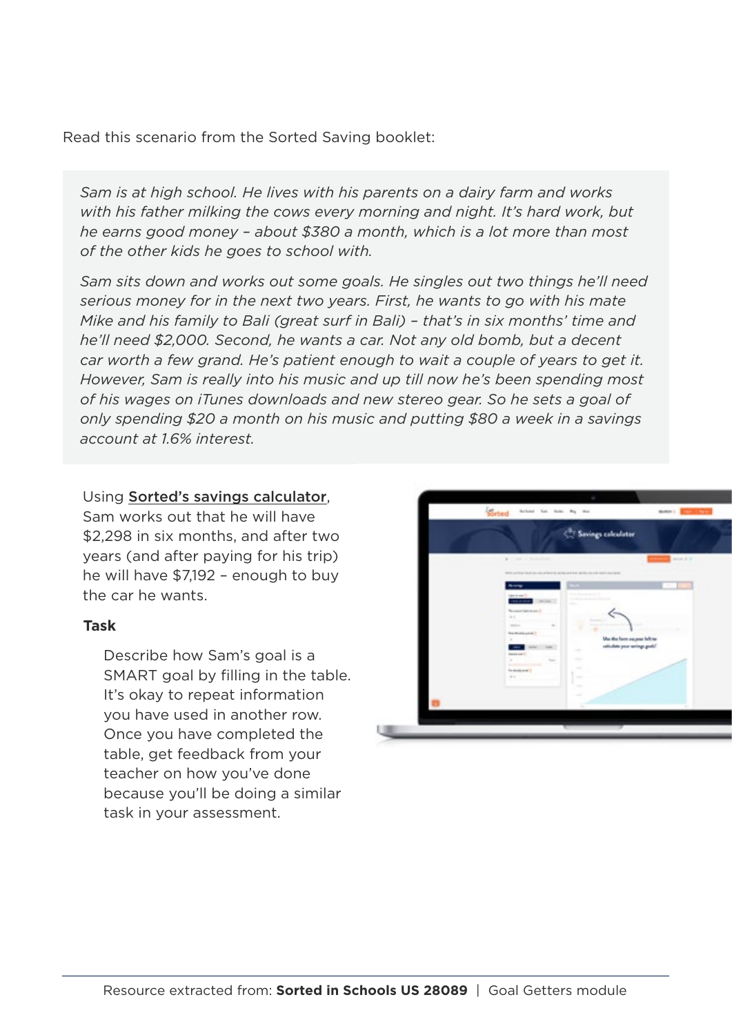Read this scenario from the Sorted Saving booklet:

> *Sam is at high school. He lives with his parents on a dairy farm and works with his father milking the cows every morning and night. It's hard work, but he earns good money – about $380 a month, which is a lot more than most of the other kids he goes to school with.*
>
> *Sam sits down and works out some goals. He singles out two things he'll need serious money for in the next two years. First, he wants to go with his mate Mike and his family to Bali (great surf in Bali) – that's in six months' time and he'll need $2,000. Second, he wants a car. Not any old bomb, but a decent car worth a few grand. He's patient enough to wait a couple of years to get it. However, Sam is really into his music and up till now he's been spending most of his wages on iTunes downloads and new stereo gear. So he sets a goal of only spending $20 a month on his music and putting $80 a week in a savings account at 1.6% interest.*

Using Sorted's savings calculator, Sam works out that he will have $2,298 in six months, and after two years (and after paying for his trip) he will have $7,192 – enough to buy the car he wants.

**Task**

Describe how Sam's goal is a SMART goal by filling in the table. It's okay to repeat information you have used in another row. Once you have completed the table, get feedback from your teacher on how you've done because you'll be doing a similar task in your assessment.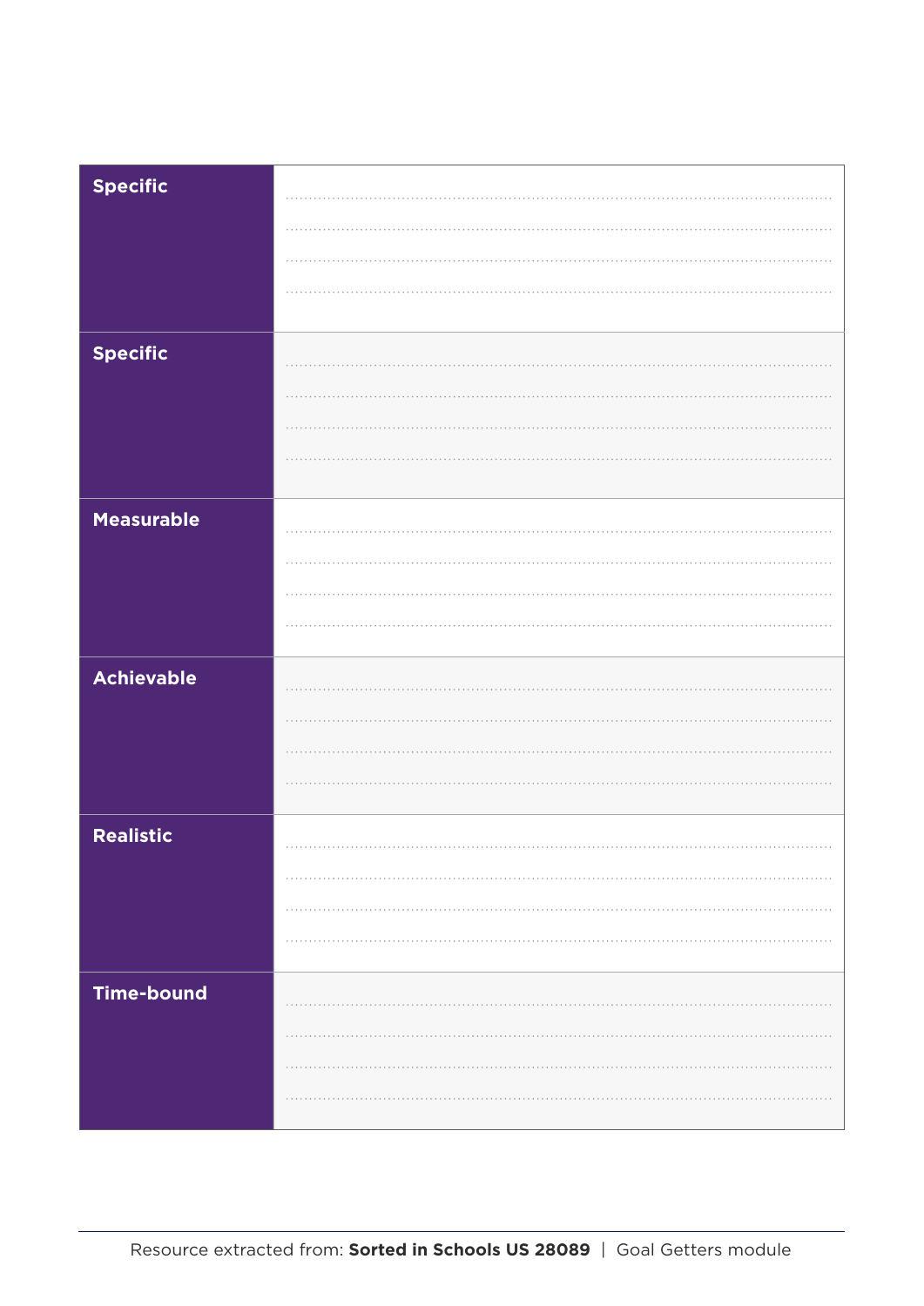| | |
|---|---|
| **Specific** | |
| **Specific** | |
| **Measurable** | |
| **Achievable** | |
| **Realistic** | |
| **Time-bound** | |

Resource extracted from: **Sorted in Schools US 28089** | Goal Getters module